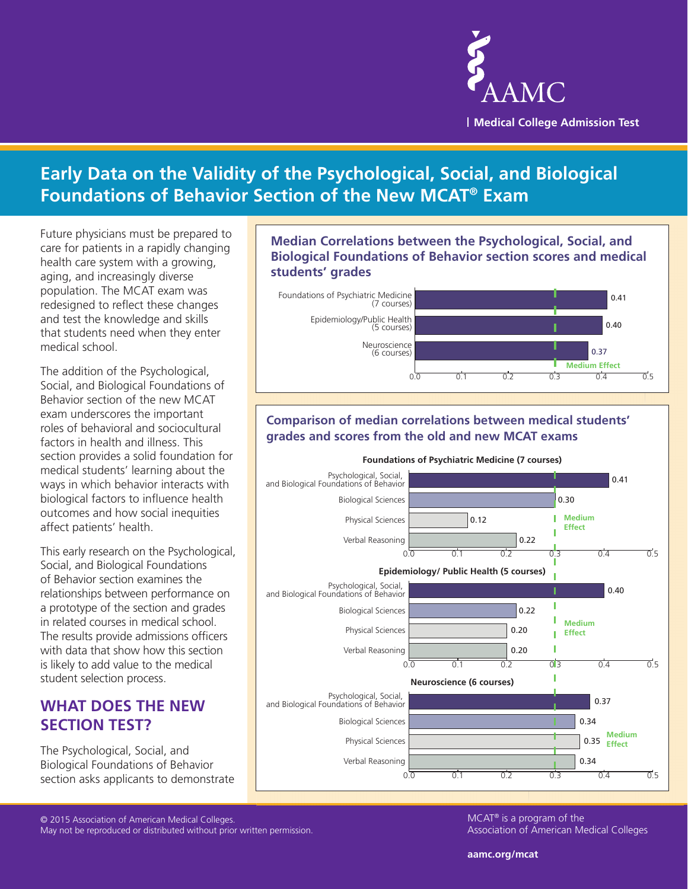AAMC | Medical College Admission Test

# Early Data on the Validity of the Psychological, Social, and Biological Foundations of Behavior Section of the New MCAT® Exam

Future physicians must be prepared to care for patients in a rapidly changing health care system with a growing, aging, and increasingly diverse population. The MCAT exam was redesigned to reflect these changes and test the knowledge and skills that students need when they enter medical school.

The addition of the Psychological, Social, and Biological Foundations of Behavior section of the new MCAT exam underscores the important roles of behavioral and sociocultural factors in health and illness. This section provides a solid foundation for medical students' learning about the ways in which behavior interacts with biological factors to influence health outcomes and how social inequities affect patients' health.

This early research on the Psychological, Social, and Biological Foundations of Behavior section examines the relationships between performance on a prototype of the section and grades in related courses in medical school. The results provide admissions officers with data that show how this section is likely to add value to the medical student selection process.

## WHAT DOES THE NEW SECTION TEST?

The Psychological, Social, and Biological Foundations of Behavior section asks applicants to demonstrate

### Median Correlations between the Psychological, Social, and Biological Foundations of Behavior section scores and medical students' grades

| Course | Median Correlation |
| --- | --- |
| Foundations of Psychiatric Medicine (7 courses) | 0.41 |
| Epidemiology/Public Health (5 courses) | 0.40 |
| Neuroscience (6 courses) | 0.37 |

Medium Effect: 0.3

### Comparison of median correlations between medical students' grades and scores from the old and new MCAT exams

**Foundations of Psychiatric Medicine (7 courses)**

| Section | Median Correlation |
| --- | --- |
| Psychological, Social, and Biological Foundations of Behavior | 0.41 |
| Biological Sciences | 0.30 |
| Physical Sciences | 0.12 |
| Verbal Reasoning | 0.22 |

**Epidemiology/ Public Health (5 courses)**

| Section | Median Correlation |
| --- | --- |
| Psychological, Social, and Biological Foundations of Behavior | 0.40 |
| Biological Sciences | 0.22 |
| Physical Sciences | 0.20 |
| Verbal Reasoning | 0.20 |

**Neuroscience (6 courses)**

| Section | Median Correlation |
| --- | --- |
| Psychological, Social, and Biological Foundations of Behavior | 0.37 |
| Biological Sciences | 0.34 |
| Physical Sciences | 0.35 |
| Verbal Reasoning | 0.34 |

Medium Effect: 0.3

© 2015 Association of American Medical Colleges.
May not be reproduced or distributed without prior written permission.

MCAT® is a program of the Association of American Medical Colleges

aamc.org/mcat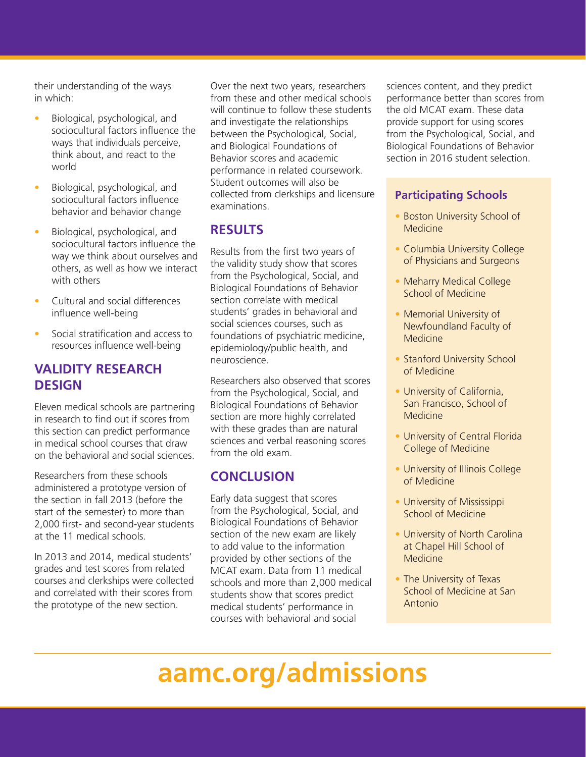their understanding of the ways in which:

- Biological, psychological, and sociocultural factors influence the ways that individuals perceive, think about, and react to the world
- Biological, psychological, and sociocultural factors influence behavior and behavior change
- Biological, psychological, and sociocultural factors influence the way we think about ourselves and others, as well as how we interact with others
- Cultural and social differences influence well-being
- Social stratification and access to resources influence well-being

## VALIDITY RESEARCH DESIGN

Eleven medical schools are partnering in research to find out if scores from this section can predict performance in medical school courses that draw on the behavioral and social sciences.

Researchers from these schools administered a prototype version of the section in fall 2013 (before the start of the semester) to more than 2,000 first- and second-year students at the 11 medical schools.

In 2013 and 2014, medical students' grades and test scores from related courses and clerkships were collected and correlated with their scores from the prototype of the new section.

Over the next two years, researchers from these and other medical schools will continue to follow these students and investigate the relationships between the Psychological, Social, and Biological Foundations of Behavior scores and academic performance in related coursework. Student outcomes will also be collected from clerkships and licensure examinations.

## RESULTS

Results from the first two years of the validity study show that scores from the Psychological, Social, and Biological Foundations of Behavior section correlate with medical students' grades in behavioral and social sciences courses, such as foundations of psychiatric medicine, epidemiology/public health, and neuroscience.

Researchers also observed that scores from the Psychological, Social, and Biological Foundations of Behavior section are more highly correlated with these grades than are natural sciences and verbal reasoning scores from the old exam.

## CONCLUSION

Early data suggest that scores from the Psychological, Social, and Biological Foundations of Behavior section of the new exam are likely to add value to the information provided by other sections of the MCAT exam. Data from 11 medical schools and more than 2,000 medical students show that scores predict medical students' performance in courses with behavioral and social sciences content, and they predict performance better than scores from the old MCAT exam. These data provide support for using scores from the Psychological, Social, and Biological Foundations of Behavior section in 2016 student selection.

### Participating Schools

- Boston University School of Medicine
- Columbia University College of Physicians and Surgeons
- Meharry Medical College School of Medicine
- Memorial University of Newfoundland Faculty of Medicine
- Stanford University School of Medicine
- University of California, San Francisco, School of Medicine
- University of Central Florida College of Medicine
- University of Illinois College of Medicine
- University of Mississippi School of Medicine
- University of North Carolina at Chapel Hill School of Medicine
- The University of Texas School of Medicine at San Antonio

**aamc.org/admissions**